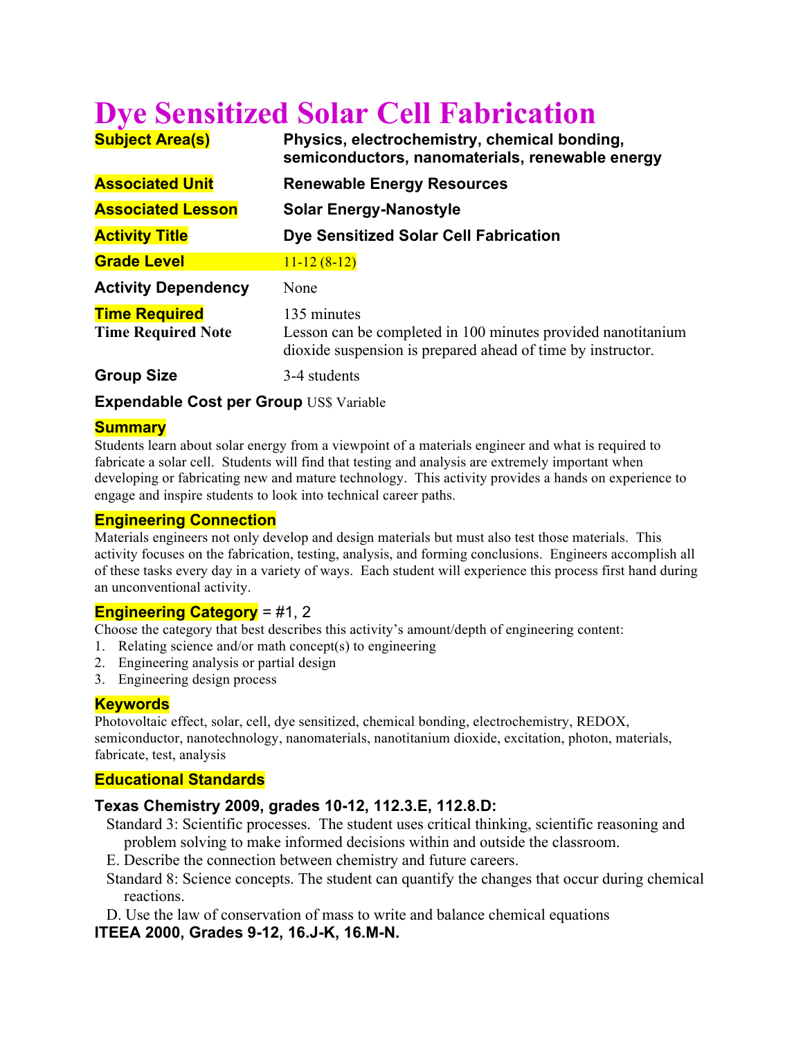# Dye Sensitized Solar Cell Fabrication

| | |
|---|---|
| **Subject Area(s)** | **Physics, electrochemistry, chemical bonding, semiconductors, nanomaterials, renewable energy** |
| **Associated Unit** | **Renewable Energy Resources** |
| **Associated Lesson** | **Solar Energy-Nanostyle** |
| **Activity Title** | **Dye Sensitized Solar Cell Fabrication** |
| **Grade Level** | 11-12 (8-12) |
| **Activity Dependency** | None |
| **Time Required** | 135 minutes |
| **Time Required Note** | Lesson can be completed in 100 minutes provided nanotitanium dioxide suspension is prepared ahead of time by instructor. |
| **Group Size** | 3-4 students |

**Expendable Cost per Group** US$ Variable

## Summary

Students learn about solar energy from a viewpoint of a materials engineer and what is required to fabricate a solar cell. Students will find that testing and analysis are extremely important when developing or fabricating new and mature technology. This activity provides a hands on experience to engage and inspire students to look into technical career paths.

## Engineering Connection

Materials engineers not only develop and design materials but must also test those materials. This activity focuses on the fabrication, testing, analysis, and forming conclusions. Engineers accomplish all of these tasks every day in a variety of ways. Each student will experience this process first hand during an unconventional activity.

## Engineering Category = #1, 2

Choose the category that best describes this activity's amount/depth of engineering content:

1. Relating science and/or math concept(s) to engineering
2. Engineering analysis or partial design
3. Engineering design process

## Keywords

Photovoltaic effect, solar, cell, dye sensitized, chemical bonding, electrochemistry, REDOX, semiconductor, nanotechnology, nanomaterials, nanotitanium dioxide, excitation, photon, materials, fabricate, test, analysis

## Educational Standards

### Texas Chemistry 2009, grades 10-12, 112.3.E, 112.8.D:

Standard 3: Scientific processes. The student uses critical thinking, scientific reasoning and problem solving to make informed decisions within and outside the classroom.

E. Describe the connection between chemistry and future careers.

Standard 8: Science concepts. The student can quantify the changes that occur during chemical reactions.

D. Use the law of conservation of mass to write and balance chemical equations

### ITEEA 2000, Grades 9-12, 16.J-K, 16.M-N.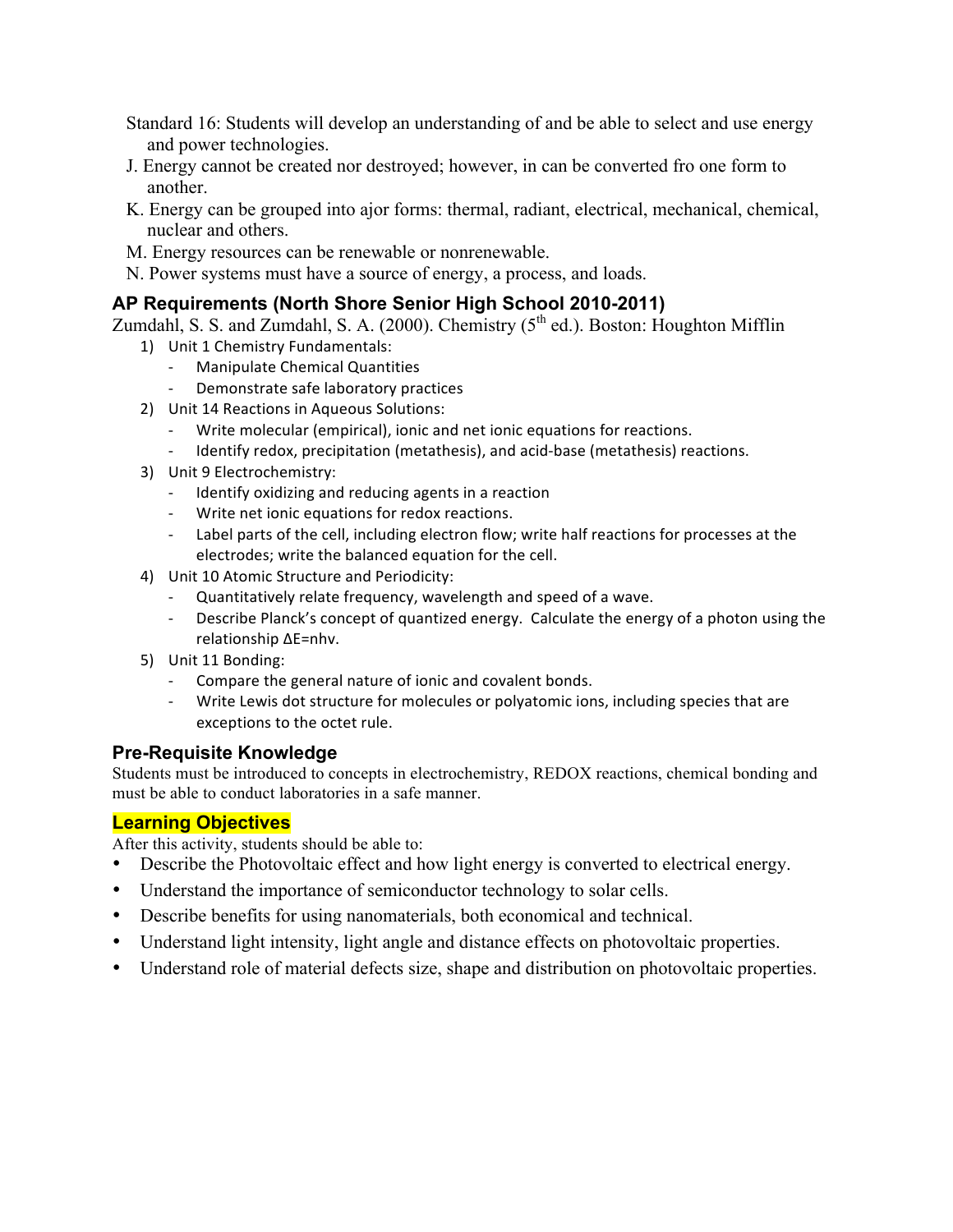Standard 16: Students will develop an understanding of and be able to select and use energy and power technologies.

J. Energy cannot be created nor destroyed; however, in can be converted fro one form to another.

K. Energy can be grouped into ajor forms: thermal, radiant, electrical, mechanical, chemical, nuclear and others.

M. Energy resources can be renewable or nonrenewable.

N. Power systems must have a source of energy, a process, and loads.

## AP Requirements (North Shore Senior High School 2010-2011)

Zumdahl, S. S. and Zumdahl, S. A. (2000). Chemistry (5th ed.). Boston: Houghton Mifflin

1) Unit 1 Chemistry Fundamentals:
   - Manipulate Chemical Quantities
   - Demonstrate safe laboratory practices
2) Unit 14 Reactions in Aqueous Solutions:
   - Write molecular (empirical), ionic and net ionic equations for reactions.
   - Identify redox, precipitation (metathesis), and acid-base (metathesis) reactions.
3) Unit 9 Electrochemistry:
   - Identify oxidizing and reducing agents in a reaction
   - Write net ionic equations for redox reactions.
   - Label parts of the cell, including electron flow; write half reactions for processes at the electrodes; write the balanced equation for the cell.
4) Unit 10 Atomic Structure and Periodicity:
   - Quantitatively relate frequency, wavelength and speed of a wave.
   - Describe Planck's concept of quantized energy. Calculate the energy of a photon using the relationship $\Delta E = nh\nu$.
5) Unit 11 Bonding:
   - Compare the general nature of ionic and covalent bonds.
   - Write Lewis dot structure for molecules or polyatomic ions, including species that are exceptions to the octet rule.

## Pre-Requisite Knowledge

Students must be introduced to concepts in electrochemistry, REDOX reactions, chemical bonding and must be able to conduct laboratories in a safe manner.

## Learning Objectives

After this activity, students should be able to:

- Describe the Photovoltaic effect and how light energy is converted to electrical energy.
- Understand the importance of semiconductor technology to solar cells.
- Describe benefits for using nanomaterials, both economical and technical.
- Understand light intensity, light angle and distance effects on photovoltaic properties.
- Understand role of material defects size, shape and distribution on photovoltaic properties.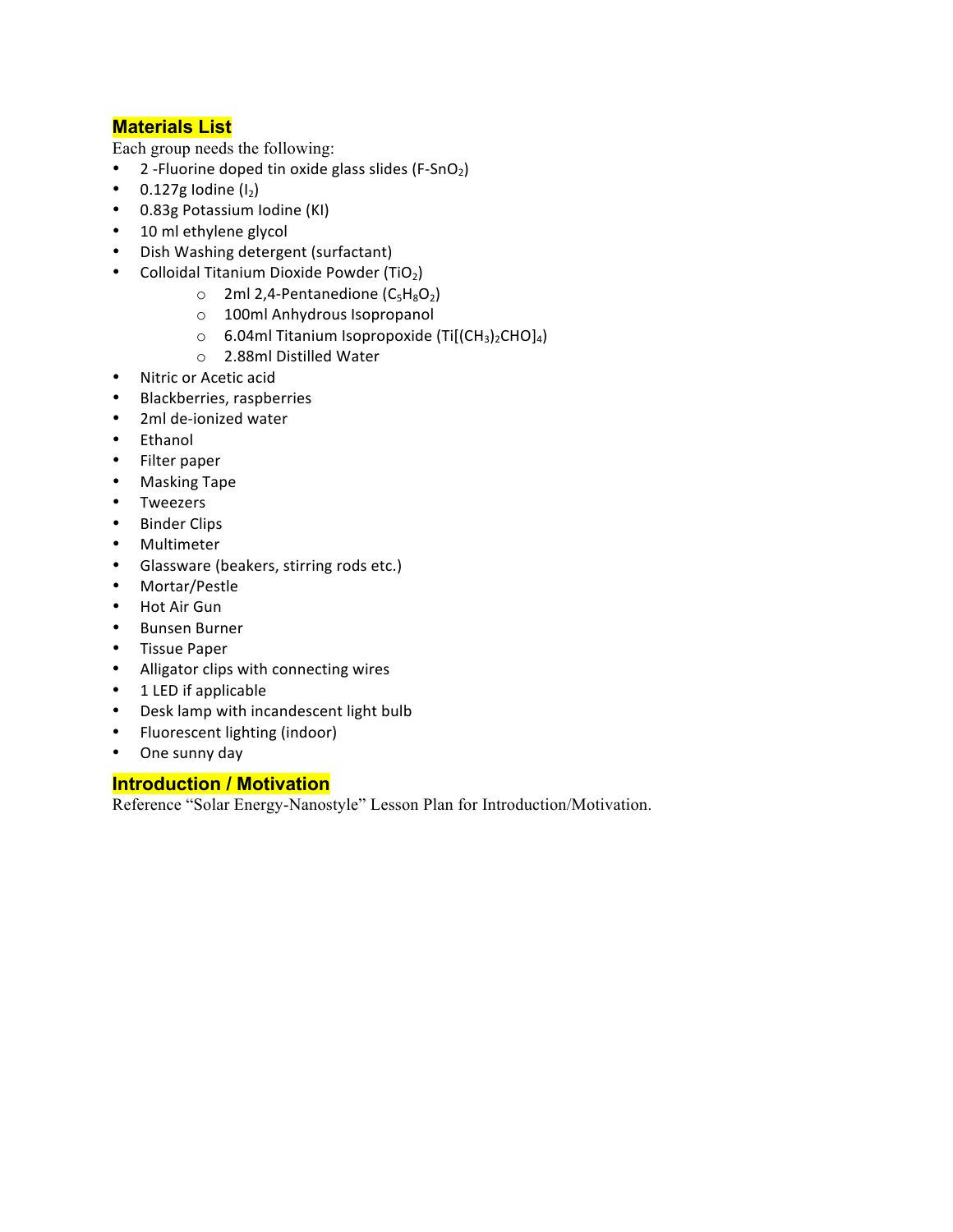## Materials List

Each group needs the following:

- 2 -Fluorine doped tin oxide glass slides ($F\text{-}SnO_2$)
- 0.127g Iodine ($I_2$)
- 0.83g Potassium Iodine (KI)
- 10 ml ethylene glycol
- Dish Washing detergent (surfactant)
- Colloidal Titanium Dioxide Powder ($TiO_2$)
    - 2ml 2,4-Pentanedione ($C_5H_8O_2$)
    - 100ml Anhydrous Isopropanol
    - 6.04ml Titanium Isopropoxide ($Ti[(CH_3)_2CHO]_4$)
    - 2.88ml Distilled Water
- Nitric or Acetic acid
- Blackberries, raspberries
- 2ml de-ionized water
- Ethanol
- Filter paper
- Masking Tape
- Tweezers
- Binder Clips
- Multimeter
- Glassware (beakers, stirring rods etc.)
- Mortar/Pestle
- Hot Air Gun
- Bunsen Burner
- Tissue Paper
- Alligator clips with connecting wires
- 1 LED if applicable
- Desk lamp with incandescent light bulb
- Fluorescent lighting (indoor)
- One sunny day

## Introduction / Motivation

Reference "Solar Energy-Nanostyle" Lesson Plan for Introduction/Motivation.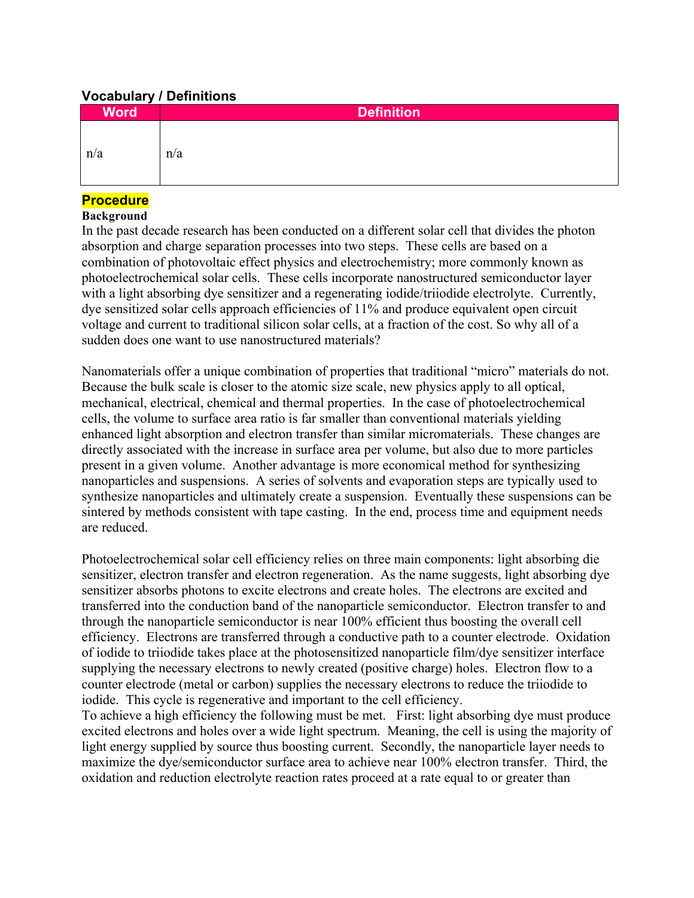### Vocabulary / Definitions

| Word | Definition |
| --- | --- |
| n/a | n/a |

### Procedure

**Background**

In the past decade research has been conducted on a different solar cell that divides the photon absorption and charge separation processes into two steps. These cells are based on a combination of photovoltaic effect physics and electrochemistry; more commonly known as photoelectrochemical solar cells. These cells incorporate nanostructured semiconductor layer with a light absorbing dye sensitizer and a regenerating iodide/triiodide electrolyte. Currently, dye sensitized solar cells approach efficiencies of 11% and produce equivalent open circuit voltage and current to traditional silicon solar cells, at a fraction of the cost. So why all of a sudden does one want to use nanostructured materials?

Nanomaterials offer a unique combination of properties that traditional "micro" materials do not. Because the bulk scale is closer to the atomic size scale, new physics apply to all optical, mechanical, electrical, chemical and thermal properties. In the case of photoelectrochemical cells, the volume to surface area ratio is far smaller than conventional materials yielding enhanced light absorption and electron transfer than similar micromaterials. These changes are directly associated with the increase in surface area per volume, but also due to more particles present in a given volume. Another advantage is more economical method for synthesizing nanoparticles and suspensions. A series of solvents and evaporation steps are typically used to synthesize nanoparticles and ultimately create a suspension. Eventually these suspensions can be sintered by methods consistent with tape casting. In the end, process time and equipment needs are reduced.

Photoelectrochemical solar cell efficiency relies on three main components: light absorbing die sensitizer, electron transfer and electron regeneration. As the name suggests, light absorbing dye sensitizer absorbs photons to excite electrons and create holes. The electrons are excited and transferred into the conduction band of the nanoparticle semiconductor. Electron transfer to and through the nanoparticle semiconductor is near 100% efficient thus boosting the overall cell efficiency. Electrons are transferred through a conductive path to a counter electrode. Oxidation of iodide to triiodide takes place at the photosensitized nanoparticle film/dye sensitizer interface supplying the necessary electrons to newly created (positive charge) holes. Electron flow to a counter electrode (metal or carbon) supplies the necessary electrons to reduce the triiodide to iodide. This cycle is regenerative and important to the cell efficiency.
To achieve a high efficiency the following must be met. First: light absorbing dye must produce excited electrons and holes over a wide light spectrum. Meaning, the cell is using the majority of light energy supplied by source thus boosting current. Secondly, the nanoparticle layer needs to maximize the dye/semiconductor surface area to achieve near 100% electron transfer. Third, the oxidation and reduction electrolyte reaction rates proceed at a rate equal to or greater than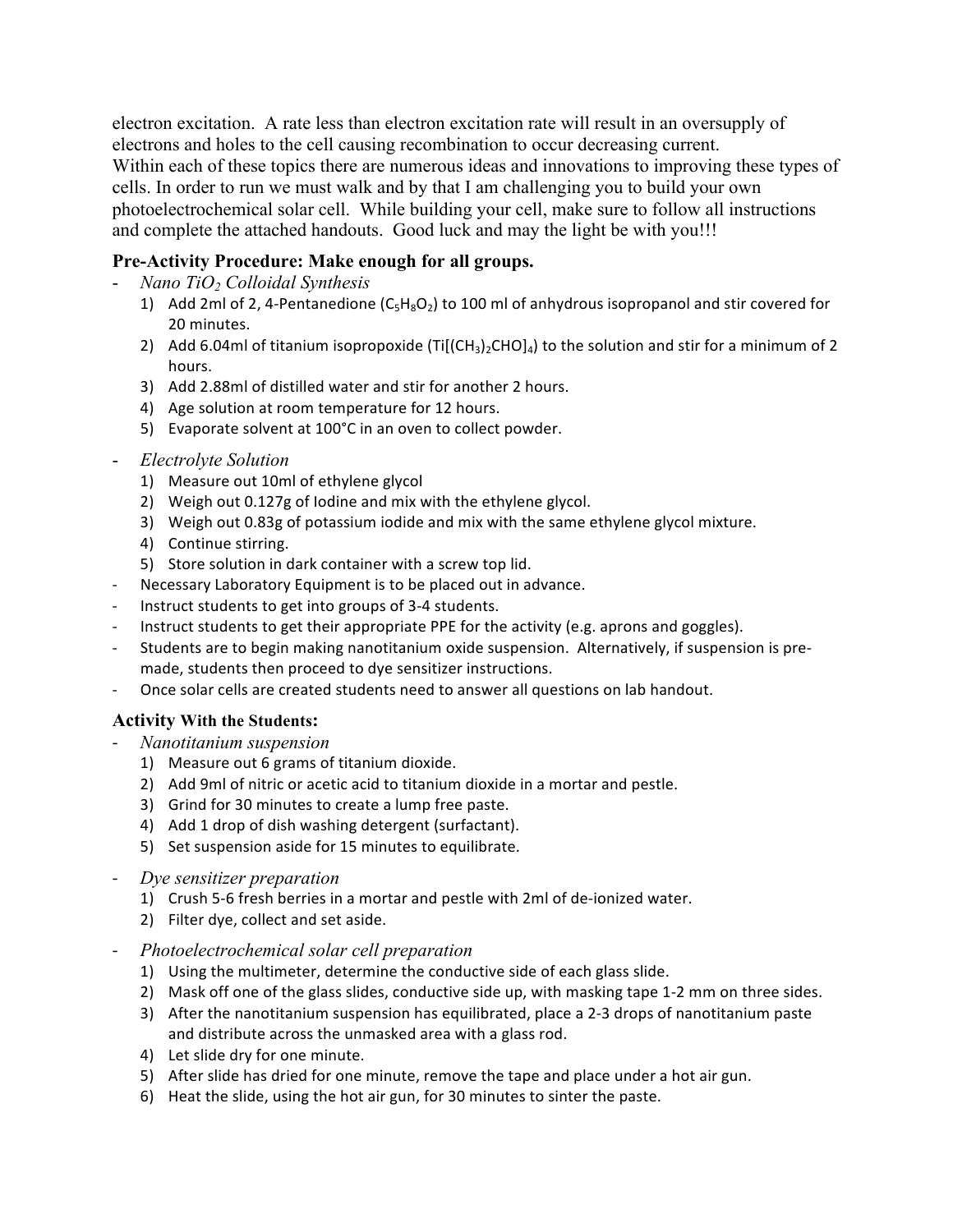electron excitation. A rate less than electron excitation rate will result in an oversupply of electrons and holes to the cell causing recombination to occur decreasing current.
Within each of these topics there are numerous ideas and innovations to improving these types of cells. In order to run we must walk and by that I am challenging you to build your own photoelectrochemical solar cell. While building your cell, make sure to follow all instructions and complete the attached handouts. Good luck and may the light be with you!!!

### Pre-Activity Procedure: Make enough for all groups.

- *Nano $TiO_2$ Colloidal Synthesis*
  1) Add 2ml of 2, 4-Pentanedione ($C_5H_8O_2$) to 100 ml of anhydrous isopropanol and stir covered for 20 minutes.
  2) Add 6.04ml of titanium isopropoxide ($Ti[(CH_3)_2CHO]_4$) to the solution and stir for a minimum of 2 hours.
  3) Add 2.88ml of distilled water and stir for another 2 hours.
  4) Age solution at room temperature for 12 hours.
  5) Evaporate solvent at 100°C in an oven to collect powder.
- *Electrolyte Solution*
  1) Measure out 10ml of ethylene glycol
  2) Weigh out 0.127g of Iodine and mix with the ethylene glycol.
  3) Weigh out 0.83g of potassium iodide and mix with the same ethylene glycol mixture.
  4) Continue stirring.
  5) Store solution in dark container with a screw top lid.
- Necessary Laboratory Equipment is to be placed out in advance.
- Instruct students to get into groups of 3-4 students.
- Instruct students to get their appropriate PPE for the activity (e.g. aprons and goggles).
- Students are to begin making nanotitanium oxide suspension. Alternatively, if suspension is pre-made, students then proceed to dye sensitizer instructions.
- Once solar cells are created students need to answer all questions on lab handout.

### Activity With the Students:

- *Nanotitanium suspension*
  1) Measure out 6 grams of titanium dioxide.
  2) Add 9ml of nitric or acetic acid to titanium dioxide in a mortar and pestle.
  3) Grind for 30 minutes to create a lump free paste.
  4) Add 1 drop of dish washing detergent (surfactant).
  5) Set suspension aside for 15 minutes to equilibrate.
- *Dye sensitizer preparation*
  1) Crush 5-6 fresh berries in a mortar and pestle with 2ml of de-ionized water.
  2) Filter dye, collect and set aside.
- *Photoelectrochemical solar cell preparation*
  1) Using the multimeter, determine the conductive side of each glass slide.
  2) Mask off one of the glass slides, conductive side up, with masking tape 1-2 mm on three sides.
  3) After the nanotitanium suspension has equilibrated, place a 2-3 drops of nanotitanium paste and distribute across the unmasked area with a glass rod.
  4) Let slide dry for one minute.
  5) After slide has dried for one minute, remove the tape and place under a hot air gun.
  6) Heat the slide, using the hot air gun, for 30 minutes to sinter the paste.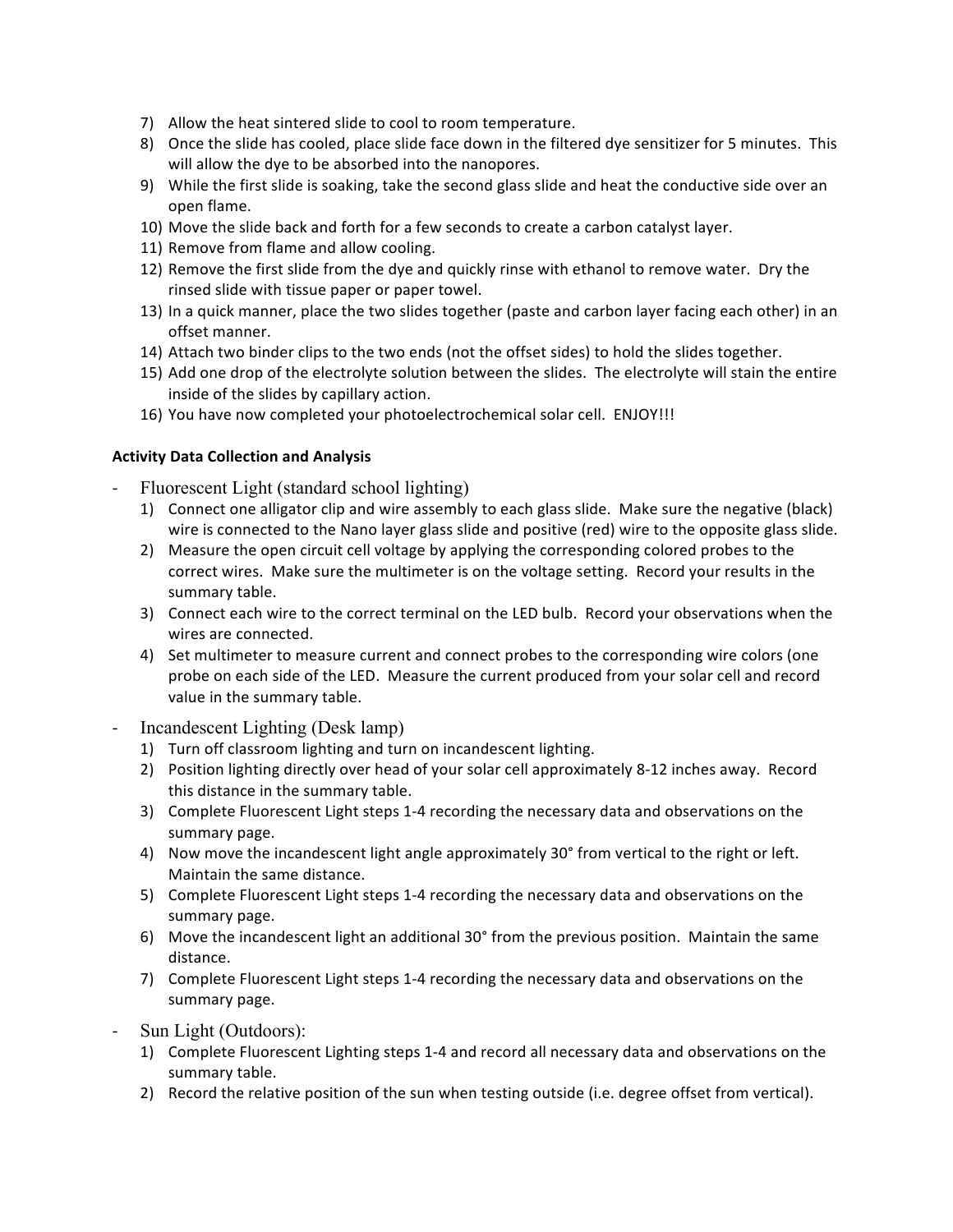7) Allow the heat sintered slide to cool to room temperature.
8) Once the slide has cooled, place slide face down in the filtered dye sensitizer for 5 minutes. This will allow the dye to be absorbed into the nanopores.
9) While the first slide is soaking, take the second glass slide and heat the conductive side over an open flame.
10) Move the slide back and forth for a few seconds to create a carbon catalyst layer.
11) Remove from flame and allow cooling.
12) Remove the first slide from the dye and quickly rinse with ethanol to remove water. Dry the rinsed slide with tissue paper or paper towel.
13) In a quick manner, place the two slides together (paste and carbon layer facing each other) in an offset manner.
14) Attach two binder clips to the two ends (not the offset sides) to hold the slides together.
15) Add one drop of the electrolyte solution between the slides. The electrolyte will stain the entire inside of the slides by capillary action.
16) You have now completed your photoelectrochemical solar cell. ENJOY!!!

**Activity Data Collection and Analysis**

- Fluorescent Light (standard school lighting)
  1) Connect one alligator clip and wire assembly to each glass slide. Make sure the negative (black) wire is connected to the Nano layer glass slide and positive (red) wire to the opposite glass slide.
  2) Measure the open circuit cell voltage by applying the corresponding colored probes to the correct wires. Make sure the multimeter is on the voltage setting. Record your results in the summary table.
  3) Connect each wire to the correct terminal on the LED bulb. Record your observations when the wires are connected.
  4) Set multimeter to measure current and connect probes to the corresponding wire colors (one probe on each side of the LED. Measure the current produced from your solar cell and record value in the summary table.
- Incandescent Lighting (Desk lamp)
  1) Turn off classroom lighting and turn on incandescent lighting.
  2) Position lighting directly over head of your solar cell approximately 8-12 inches away. Record this distance in the summary table.
  3) Complete Fluorescent Light steps 1-4 recording the necessary data and observations on the summary page.
  4) Now move the incandescent light angle approximately 30° from vertical to the right or left. Maintain the same distance.
  5) Complete Fluorescent Light steps 1-4 recording the necessary data and observations on the summary page.
  6) Move the incandescent light an additional 30° from the previous position. Maintain the same distance.
  7) Complete Fluorescent Light steps 1-4 recording the necessary data and observations on the summary page.
- Sun Light (Outdoors):
  1) Complete Fluorescent Lighting steps 1-4 and record all necessary data and observations on the summary table.
  2) Record the relative position of the sun when testing outside (i.e. degree offset from vertical).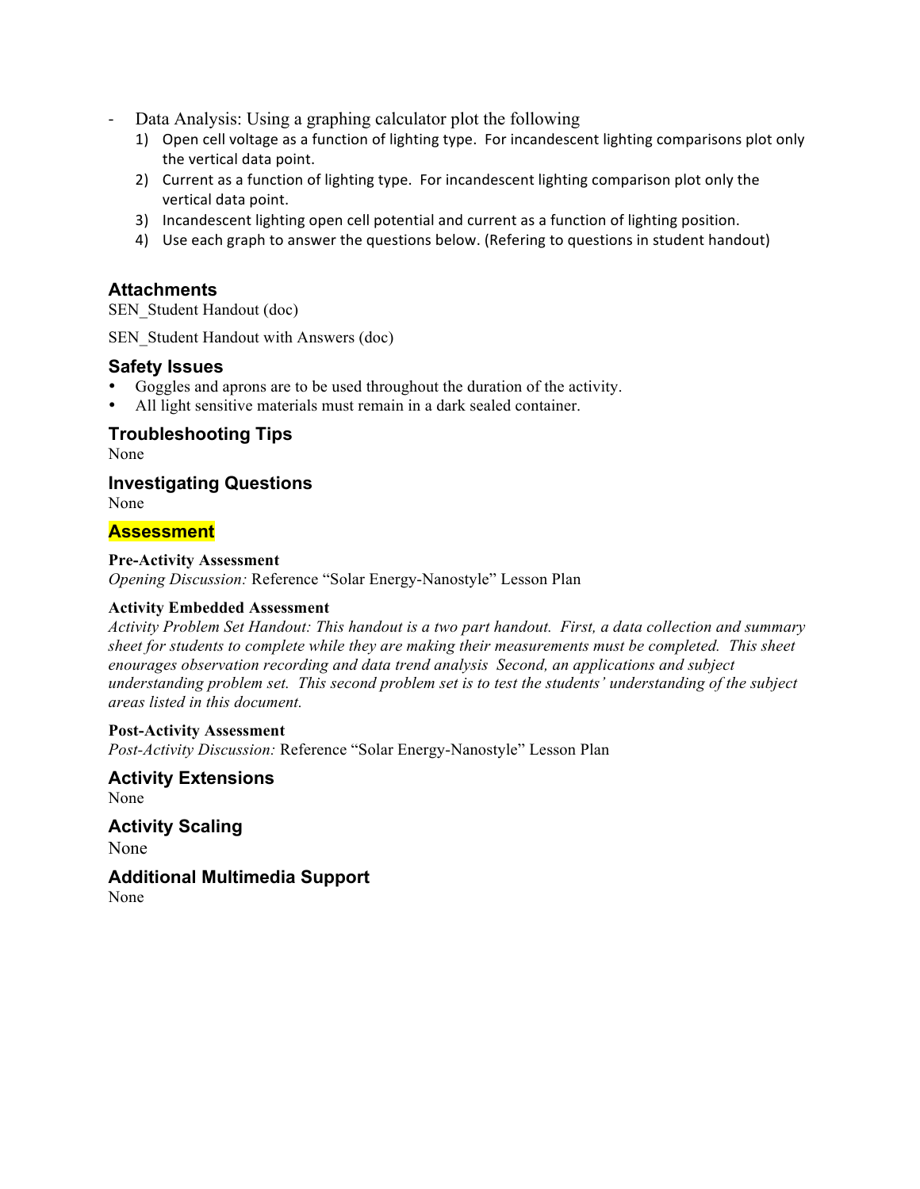- Data Analysis: Using a graphing calculator plot the following
  1) Open cell voltage as a function of lighting type. For incandescent lighting comparisons plot only the vertical data point.
  2) Current as a function of lighting type. For incandescent lighting comparison plot only the vertical data point.
  3) Incandescent lighting open cell potential and current as a function of lighting position.
  4) Use each graph to answer the questions below. (Refering to questions in student handout)

## Attachments

SEN_Student Handout (doc)

SEN_Student Handout with Answers (doc)

## Safety Issues

- Goggles and aprons are to be used throughout the duration of the activity.
- All light sensitive materials must remain in a dark sealed container.

## Troubleshooting Tips

None

## Investigating Questions

None

## Assessment

**Pre-Activity Assessment**

*Opening Discussion:* Reference "Solar Energy-Nanostyle" Lesson Plan

**Activity Embedded Assessment**

*Activity Problem Set Handout: This handout is a two part handout. First, a data collection and summary sheet for students to complete while they are making their measurements must be completed. This sheet enourages observation recording and data trend analysis Second, an applications and subject understanding problem set. This second problem set is to test the students' understanding of the subject areas listed in this document.*

**Post-Activity Assessment**

*Post-Activity Discussion:* Reference "Solar Energy-Nanostyle" Lesson Plan

## Activity Extensions

None

## Activity Scaling

None

## Additional Multimedia Support

None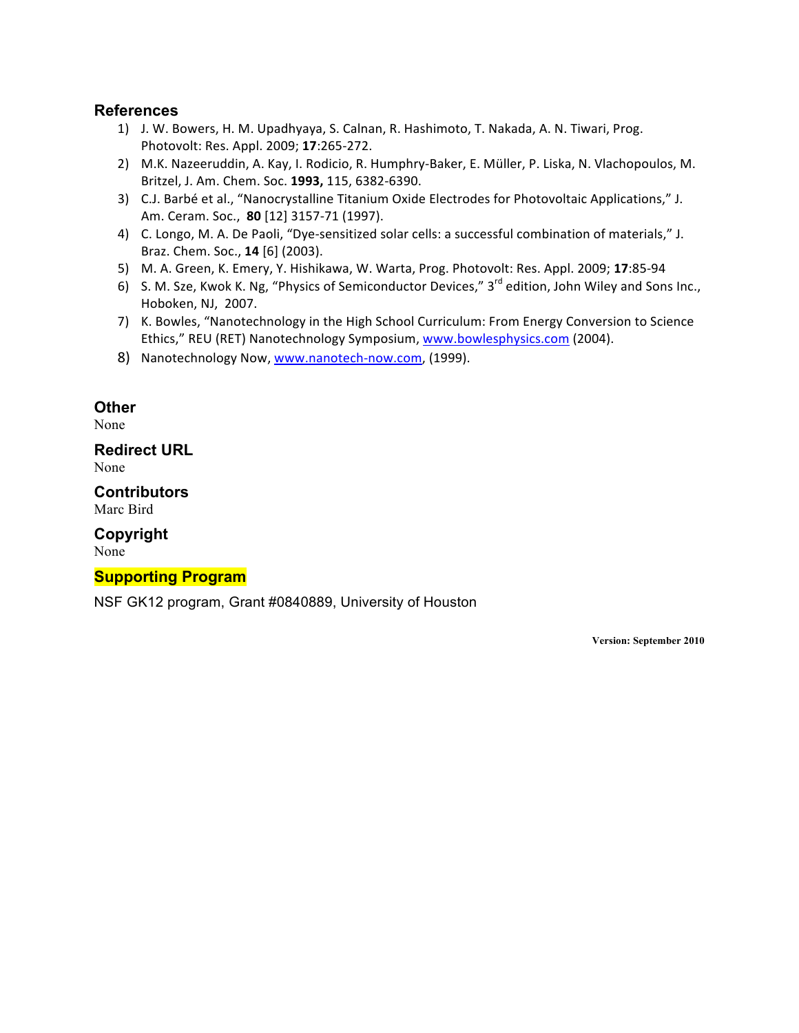## References

1) J. W. Bowers, H. M. Upadhyaya, S. Calnan, R. Hashimoto, T. Nakada, A. N. Tiwari, Prog. Photovolt: Res. Appl. 2009; **17**:265-272.
2) M.K. Nazeeruddin, A. Kay, I. Rodicio, R. Humphry-Baker, E. Müller, P. Liska, N. Vlachopoulos, M. Britzel, J. Am. Chem. Soc. **1993,** 115, 6382-6390.
3) C.J. Barbé et al., "Nanocrystalline Titanium Oxide Electrodes for Photovoltaic Applications," J. Am. Ceram. Soc., **80** [12] 3157-71 (1997).
4) C. Longo, M. A. De Paoli, "Dye-sensitized solar cells: a successful combination of materials," J. Braz. Chem. Soc., **14** [6] (2003).
5) M. A. Green, K. Emery, Y. Hishikawa, W. Warta, Prog. Photovolt: Res. Appl. 2009; **17**:85-94
6) S. M. Sze, Kwok K. Ng, "Physics of Semiconductor Devices," 3rd edition, John Wiley and Sons Inc., Hoboken, NJ, 2007.
7) K. Bowles, "Nanotechnology in the High School Curriculum: From Energy Conversion to Science Ethics," REU (RET) Nanotechnology Symposium, www.bowlesphysics.com (2004).
8) Nanotechnology Now, www.nanotech-now.com, (1999).

## Other

None

## Redirect URL

None

## Contributors

Marc Bird

## Copyright

None

## Supporting Program

NSF GK12 program, Grant #0840889, University of Houston

**Version: September 2010**